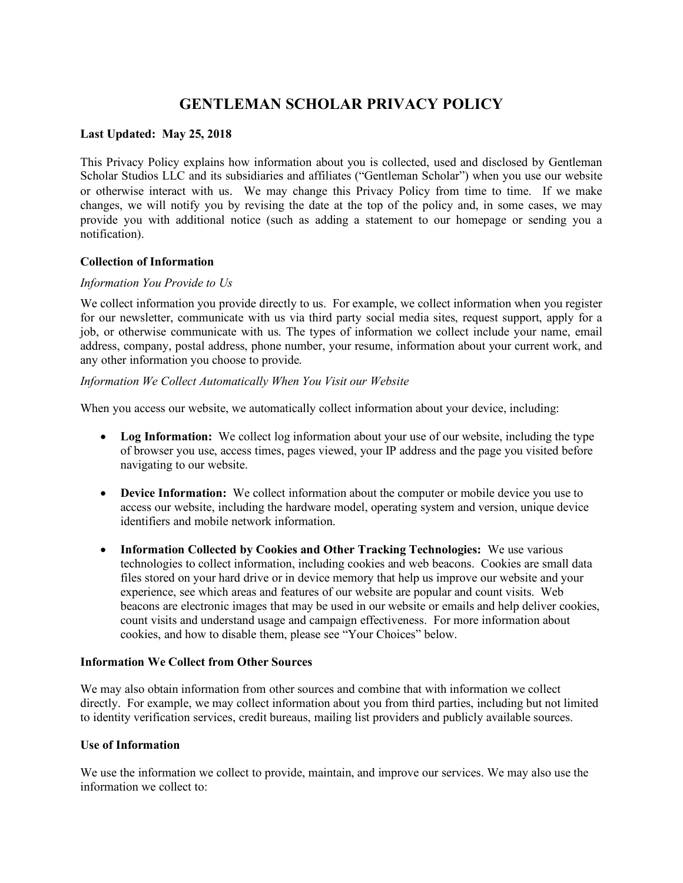# GENTLEMAN SCHOLAR PRIVACY POLICY

**Last Updated: May 25, 2018**

This Privacy Policy explains how information about you is collected, used and disclosed by Gentleman Scholar Studios LLC and its subsidiaries and affiliates ("Gentleman Scholar") when you use our website or otherwise interact with us. We may change this Privacy Policy from time to time. If we make changes, we will notify you by revising the date at the top of the policy and, in some cases, we may provide you with additional notice (such as adding a statement to our homepage or sending you a notification).

## Collection of Information

*Information You Provide to Us*

We collect information you provide directly to us. For example, we collect information when you register for our newsletter, communicate with us via third party social media sites, request support, apply for a job, or otherwise communicate with us. The types of information we collect include your name, email address, company, postal address, phone number, your resume, information about your current work, and any other information you choose to provide.

*Information We Collect Automatically When You Visit our Website*

When you access our website, we automatically collect information about your device, including:

- **Log Information:** We collect log information about your use of our website, including the type of browser you use, access times, pages viewed, your IP address and the page you visited before navigating to our website.

- **Device Information:** We collect information about the computer or mobile device you use to access our website, including the hardware model, operating system and version, unique device identifiers and mobile network information.

- **Information Collected by Cookies and Other Tracking Technologies:** We use various technologies to collect information, including cookies and web beacons. Cookies are small data files stored on your hard drive or in device memory that help us improve our website and your experience, see which areas and features of our website are popular and count visits. Web beacons are electronic images that may be used in our website or emails and help deliver cookies, count visits and understand usage and campaign effectiveness. For more information about cookies, and how to disable them, please see "Your Choices" below.

## Information We Collect from Other Sources

We may also obtain information from other sources and combine that with information we collect directly. For example, we may collect information about you from third parties, including but not limited to identity verification services, credit bureaus, mailing list providers and publicly available sources.

## Use of Information

We use the information we collect to provide, maintain, and improve our services. We may also use the information we collect to: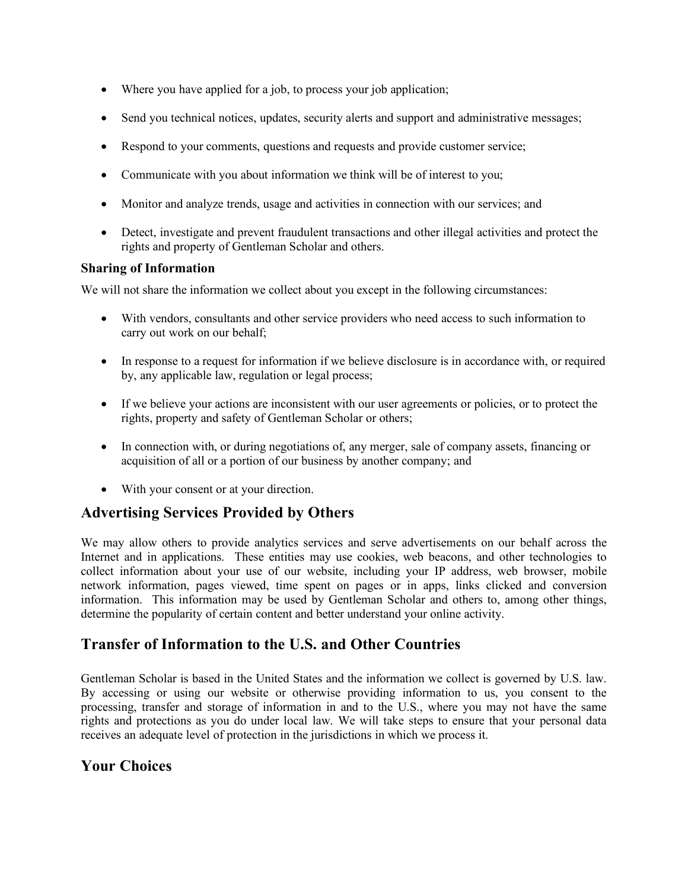- Where you have applied for a job, to process your job application;
- Send you technical notices, updates, security alerts and support and administrative messages;
- Respond to your comments, questions and requests and provide customer service;
- Communicate with you about information we think will be of interest to you;
- Monitor and analyze trends, usage and activities in connection with our services; and
- Detect, investigate and prevent fraudulent transactions and other illegal activities and protect the rights and property of Gentleman Scholar and others.

### Sharing of Information

We will not share the information we collect about you except in the following circumstances:

- With vendors, consultants and other service providers who need access to such information to carry out work on our behalf;
- In response to a request for information if we believe disclosure is in accordance with, or required by, any applicable law, regulation or legal process;
- If we believe your actions are inconsistent with our user agreements or policies, or to protect the rights, property and safety of Gentleman Scholar or others;
- In connection with, or during negotiations of, any merger, sale of company assets, financing or acquisition of all or a portion of our business by another company; and
- With your consent or at your direction.

## Advertising Services Provided by Others

We may allow others to provide analytics services and serve advertisements on our behalf across the Internet and in applications. These entities may use cookies, web beacons, and other technologies to collect information about your use of our website, including your IP address, web browser, mobile network information, pages viewed, time spent on pages or in apps, links clicked and conversion information. This information may be used by Gentleman Scholar and others to, among other things, determine the popularity of certain content and better understand your online activity.

## Transfer of Information to the U.S. and Other Countries

Gentleman Scholar is based in the United States and the information we collect is governed by U.S. law. By accessing or using our website or otherwise providing information to us, you consent to the processing, transfer and storage of information in and to the U.S., where you may not have the same rights and protections as you do under local law. We will take steps to ensure that your personal data receives an adequate level of protection in the jurisdictions in which we process it.

## Your Choices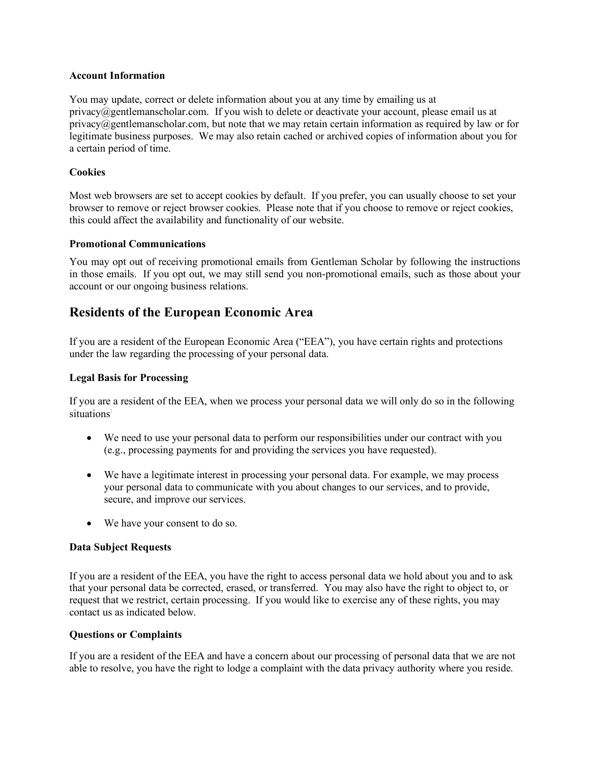### Account Information

You may update, correct or delete information about you at any time by emailing us at privacy@gentlemanscholar.com. If you wish to delete or deactivate your account, please email us at privacy@gentlemanscholar.com, but note that we may retain certain information as required by law or for legitimate business purposes. We may also retain cached or archived copies of information about you for a certain period of time.

### Cookies

Most web browsers are set to accept cookies by default. If you prefer, you can usually choose to set your browser to remove or reject browser cookies. Please note that if you choose to remove or reject cookies, this could affect the availability and functionality of our website.

### Promotional Communications

You may opt out of receiving promotional emails from Gentleman Scholar by following the instructions in those emails. If you opt out, we may still send you non-promotional emails, such as those about your account or our ongoing business relations.

## Residents of the European Economic Area

If you are a resident of the European Economic Area ("EEA"), you have certain rights and protections under the law regarding the processing of your personal data.

### Legal Basis for Processing

If you are a resident of the EEA, when we process your personal data we will only do so in the following situations:

- We need to use your personal data to perform our responsibilities under our contract with you (e.g., processing payments for and providing the services you have requested).
- We have a legitimate interest in processing your personal data. For example, we may process your personal data to communicate with you about changes to our services, and to provide, secure, and improve our services.
- We have your consent to do so.

### Data Subject Requests

If you are a resident of the EEA, you have the right to access personal data we hold about you and to ask that your personal data be corrected, erased, or transferred. You may also have the right to object to, or request that we restrict, certain processing. If you would like to exercise any of these rights, you may contact us as indicated below.

### Questions or Complaints

If you are a resident of the EEA and have a concern about our processing of personal data that we are not able to resolve, you have the right to lodge a complaint with the data privacy authority where you reside.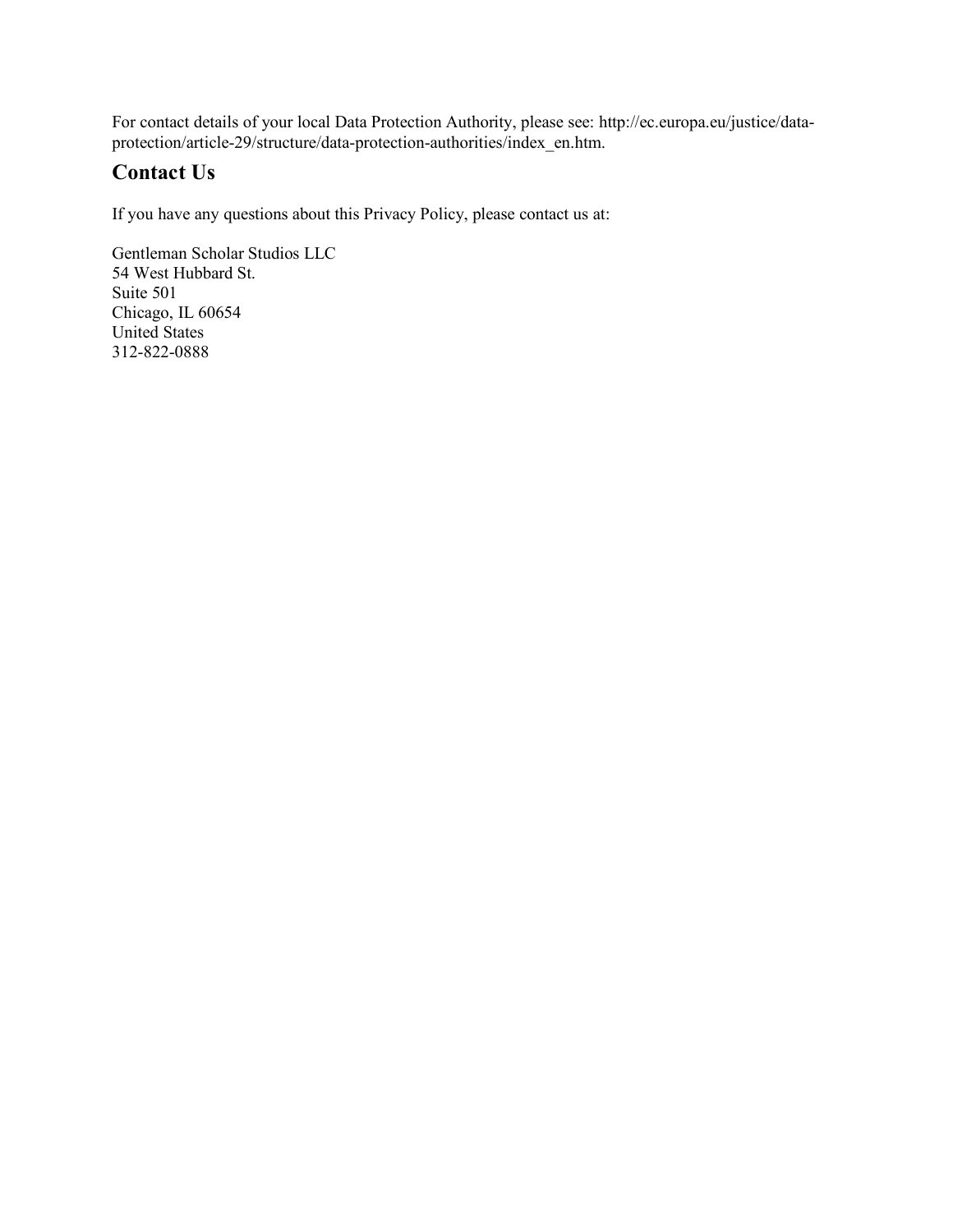For contact details of your local Data Protection Authority, please see: http://ec.europa.eu/justice/data-protection/article-29/structure/data-protection-authorities/index_en.htm.

## Contact Us

If you have any questions about this Privacy Policy, please contact us at:

Gentleman Scholar Studios LLC
54 West Hubbard St.
Suite 501
Chicago, IL 60654
United States
312-822-0888